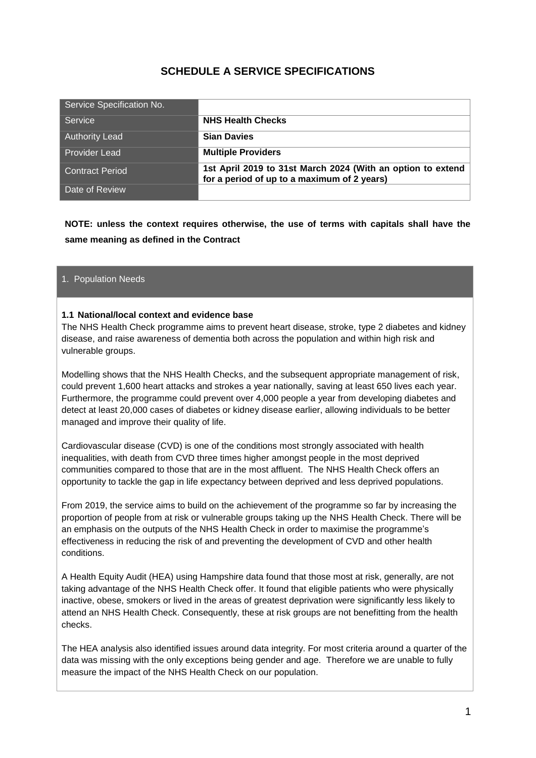# SCHEDULE A SERVICE SPECIFICATIONS

| Service Specification No. | |
|---|---|
| Service | **NHS Health Checks** |
| Authority Lead | **Sian Davies** |
| Provider Lead | **Multiple Providers** |
| Contract Period | **1st April 2019 to 31st March 2024 (With an option to extend for a period of up to a maximum of 2 years)** |
| Date of Review | |

**NOTE: unless the context requires otherwise, the use of terms with capitals shall have the same meaning as defined in the Contract**

## 1. Population Needs

### 1.1 National/local context and evidence base

The NHS Health Check programme aims to prevent heart disease, stroke, type 2 diabetes and kidney disease, and raise awareness of dementia both across the population and within high risk and vulnerable groups.

Modelling shows that the NHS Health Checks, and the subsequent appropriate management of risk, could prevent 1,600 heart attacks and strokes a year nationally, saving at least 650 lives each year. Furthermore, the programme could prevent over 4,000 people a year from developing diabetes and detect at least 20,000 cases of diabetes or kidney disease earlier, allowing individuals to be better managed and improve their quality of life.

Cardiovascular disease (CVD) is one of the conditions most strongly associated with health inequalities, with death from CVD three times higher amongst people in the most deprived communities compared to those that are in the most affluent. The NHS Health Check offers an opportunity to tackle the gap in life expectancy between deprived and less deprived populations.

From 2019, the service aims to build on the achievement of the programme so far by increasing the proportion of people from at risk or vulnerable groups taking up the NHS Health Check. There will be an emphasis on the outputs of the NHS Health Check in order to maximise the programme's effectiveness in reducing the risk of and preventing the development of CVD and other health conditions.

A Health Equity Audit (HEA) using Hampshire data found that those most at risk, generally, are not taking advantage of the NHS Health Check offer. It found that eligible patients who were physically inactive, obese, smokers or lived in the areas of greatest deprivation were significantly less likely to attend an NHS Health Check. Consequently, these at risk groups are not benefitting from the health checks.

The HEA analysis also identified issues around data integrity. For most criteria around a quarter of the data was missing with the only exceptions being gender and age. Therefore we are unable to fully measure the impact of the NHS Health Check on our population.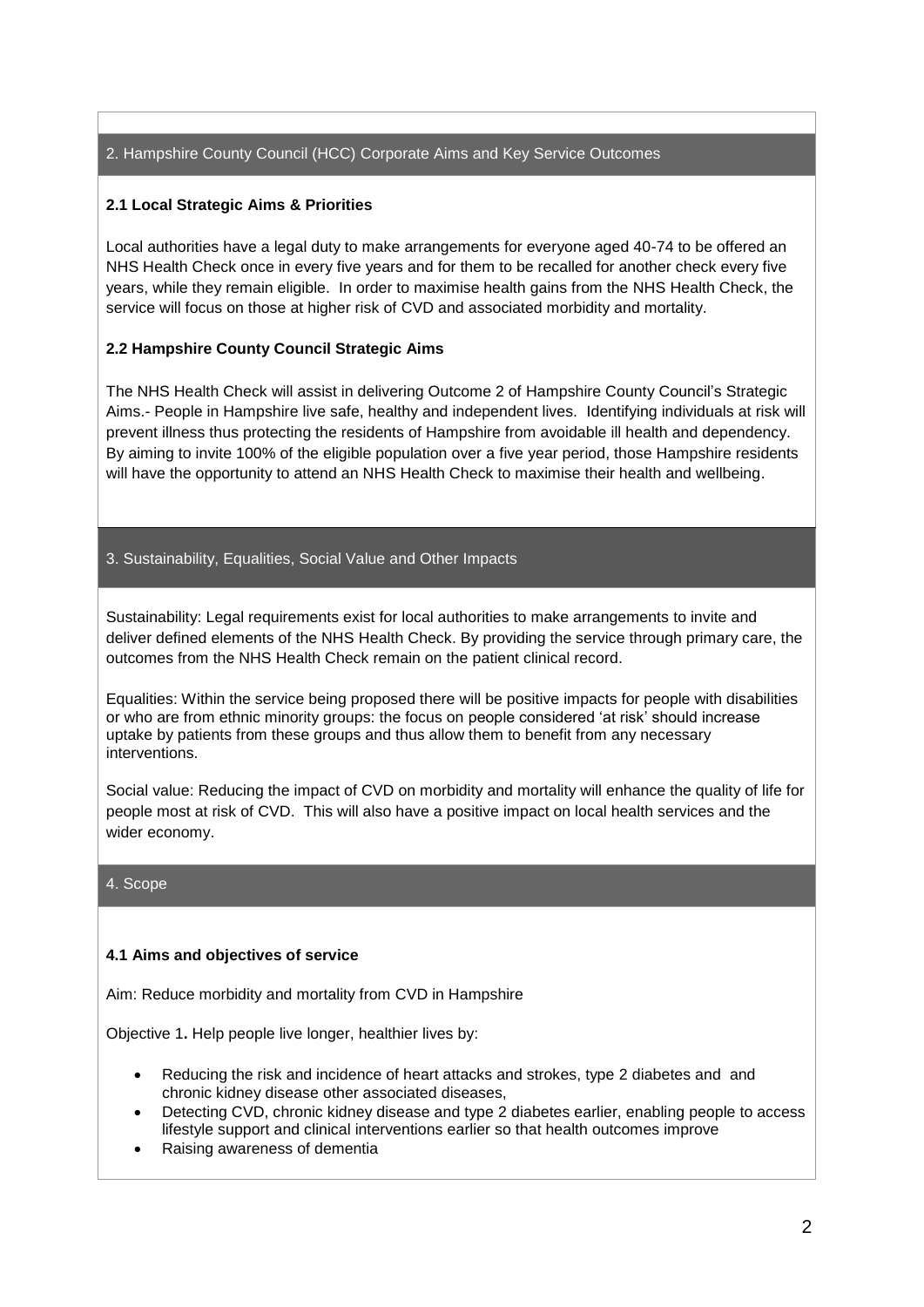## 2. Hampshire County Council (HCC) Corporate Aims and Key Service Outcomes

### 2.1 Local Strategic Aims & Priorities

Local authorities have a legal duty to make arrangements for everyone aged 40-74 to be offered an NHS Health Check once in every five years and for them to be recalled for another check every five years, while they remain eligible. In order to maximise health gains from the NHS Health Check, the service will focus on those at higher risk of CVD and associated morbidity and mortality.

### 2.2 Hampshire County Council Strategic Aims

The NHS Health Check will assist in delivering Outcome 2 of Hampshire County Council's Strategic Aims.- People in Hampshire live safe, healthy and independent lives. Identifying individuals at risk will prevent illness thus protecting the residents of Hampshire from avoidable ill health and dependency. By aiming to invite 100% of the eligible population over a five year period, those Hampshire residents will have the opportunity to attend an NHS Health Check to maximise their health and wellbeing.

## 3. Sustainability, Equalities, Social Value and Other Impacts

Sustainability: Legal requirements exist for local authorities to make arrangements to invite and deliver defined elements of the NHS Health Check. By providing the service through primary care, the outcomes from the NHS Health Check remain on the patient clinical record.

Equalities: Within the service being proposed there will be positive impacts for people with disabilities or who are from ethnic minority groups: the focus on people considered 'at risk' should increase uptake by patients from these groups and thus allow them to benefit from any necessary interventions.

Social value: Reducing the impact of CVD on morbidity and mortality will enhance the quality of life for people most at risk of CVD. This will also have a positive impact on local health services and the wider economy.

## 4. Scope

### 4.1 Aims and objectives of service

Aim: Reduce morbidity and mortality from CVD in Hampshire

Objective 1**.** Help people live longer, healthier lives by:

- Reducing the risk and incidence of heart attacks and strokes, type 2 diabetes and and chronic kidney disease other associated diseases,
- Detecting CVD, chronic kidney disease and type 2 diabetes earlier, enabling people to access lifestyle support and clinical interventions earlier so that health outcomes improve
- Raising awareness of dementia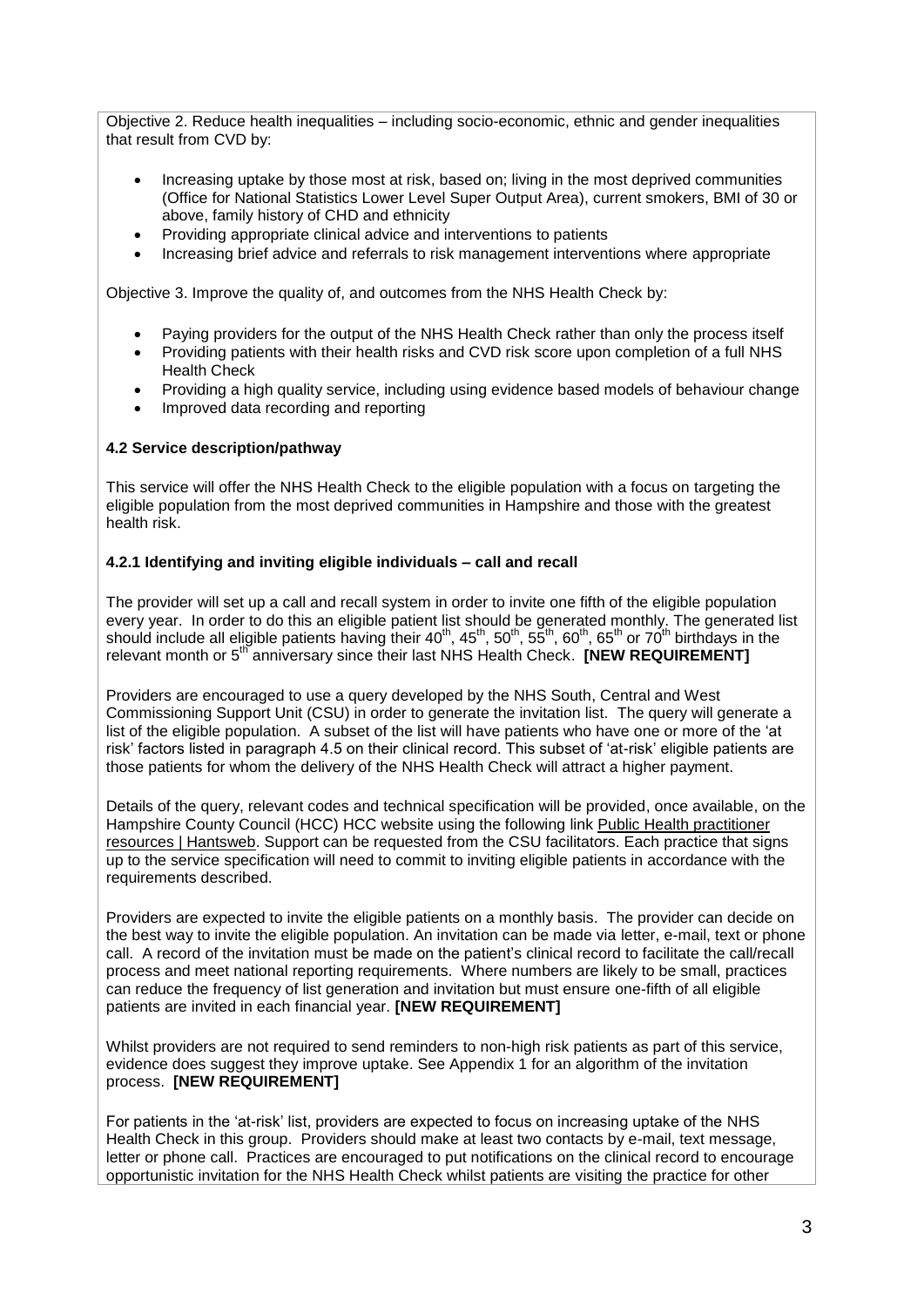Objective 2. Reduce health inequalities – including socio-economic, ethnic and gender inequalities that result from CVD by:

- Increasing uptake by those most at risk, based on; living in the most deprived communities (Office for National Statistics Lower Level Super Output Area), current smokers, BMI of 30 or above, family history of CHD and ethnicity
- Providing appropriate clinical advice and interventions to patients
- Increasing brief advice and referrals to risk management interventions where appropriate

Objective 3. Improve the quality of, and outcomes from the NHS Health Check by:

- Paying providers for the output of the NHS Health Check rather than only the process itself
- Providing patients with their health risks and CVD risk score upon completion of a full NHS Health Check
- Providing a high quality service, including using evidence based models of behaviour change
- Improved data recording and reporting

### 4.2 Service description/pathway

This service will offer the NHS Health Check to the eligible population with a focus on targeting the eligible population from the most deprived communities in Hampshire and those with the greatest health risk.

#### 4.2.1 Identifying and inviting eligible individuals – call and recall

The provider will set up a call and recall system in order to invite one fifth of the eligible population every year. In order to do this an eligible patient list should be generated monthly. The generated list should include all eligible patients having their 40th, 45th, 50th, 55th, 60th, 65th or 70th birthdays in the relevant month or 5th anniversary since their last NHS Health Check. **[NEW REQUIREMENT]**

Providers are encouraged to use a query developed by the NHS South, Central and West Commissioning Support Unit (CSU) in order to generate the invitation list. The query will generate a list of the eligible population. A subset of the list will have patients who have one or more of the 'at risk' factors listed in paragraph 4.5 on their clinical record. This subset of 'at-risk' eligible patients are those patients for whom the delivery of the NHS Health Check will attract a higher payment.

Details of the query, relevant codes and technical specification will be provided, once available, on the Hampshire County Council (HCC) HCC website using the following link Public Health practitioner resources | Hantsweb. Support can be requested from the CSU facilitators. Each practice that signs up to the service specification will need to commit to inviting eligible patients in accordance with the requirements described.

Providers are expected to invite the eligible patients on a monthly basis. The provider can decide on the best way to invite the eligible population. An invitation can be made via letter, e-mail, text or phone call. A record of the invitation must be made on the patient's clinical record to facilitate the call/recall process and meet national reporting requirements. Where numbers are likely to be small, practices can reduce the frequency of list generation and invitation but must ensure one-fifth of all eligible patients are invited in each financial year. **[NEW REQUIREMENT]**

Whilst providers are not required to send reminders to non-high risk patients as part of this service, evidence does suggest they improve uptake. See Appendix 1 for an algorithm of the invitation process. **[NEW REQUIREMENT]**

For patients in the 'at-risk' list, providers are expected to focus on increasing uptake of the NHS Health Check in this group. Providers should make at least two contacts by e-mail, text message, letter or phone call. Practices are encouraged to put notifications on the clinical record to encourage opportunistic invitation for the NHS Health Check whilst patients are visiting the practice for other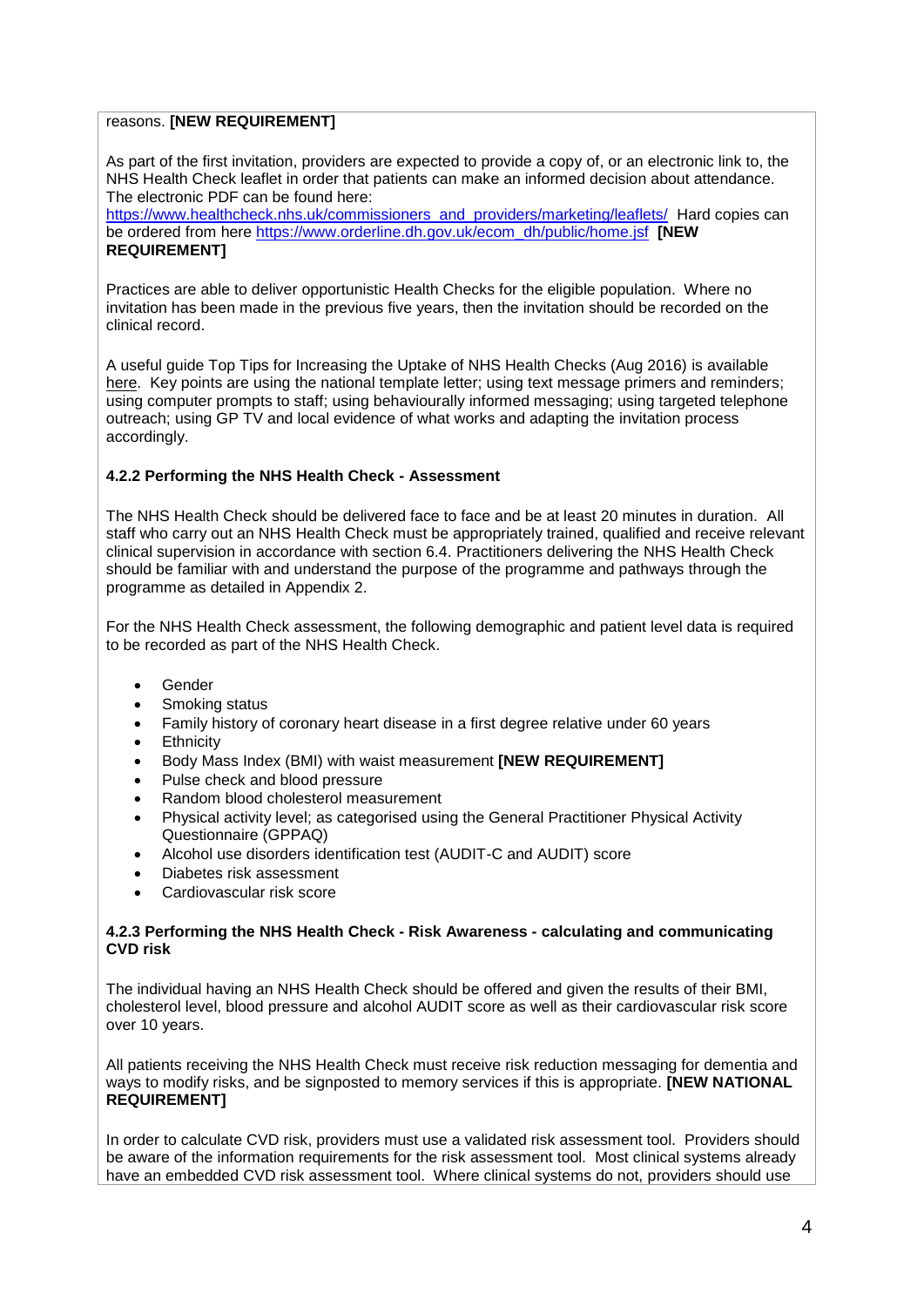reasons. **[NEW REQUIREMENT]**

As part of the first invitation, providers are expected to provide a copy of, or an electronic link to, the NHS Health Check leaflet in order that patients can make an informed decision about attendance. The electronic PDF can be found here: https://www.healthcheck.nhs.uk/commissioners_and_providers/marketing/leaflets/ Hard copies can be ordered from here https://www.orderline.dh.gov.uk/ecom_dh/public/home.jsf **[NEW REQUIREMENT]**

Practices are able to deliver opportunistic Health Checks for the eligible population. Where no invitation has been made in the previous five years, then the invitation should be recorded on the clinical record.

A useful guide Top Tips for Increasing the Uptake of NHS Health Checks (Aug 2016) is available here. Key points are using the national template letter; using text message primers and reminders; using computer prompts to staff; using behaviourally informed messaging; using targeted telephone outreach; using GP TV and local evidence of what works and adapting the invitation process accordingly.

#### 4.2.2 Performing the NHS Health Check - Assessment

The NHS Health Check should be delivered face to face and be at least 20 minutes in duration. All staff who carry out an NHS Health Check must be appropriately trained, qualified and receive relevant clinical supervision in accordance with section 6.4. Practitioners delivering the NHS Health Check should be familiar with and understand the purpose of the programme and pathways through the programme as detailed in Appendix 2.

For the NHS Health Check assessment, the following demographic and patient level data is required to be recorded as part of the NHS Health Check.

- Gender
- Smoking status
- Family history of coronary heart disease in a first degree relative under 60 years
- Ethnicity
- Body Mass Index (BMI) with waist measurement **[NEW REQUIREMENT]**
- Pulse check and blood pressure
- Random blood cholesterol measurement
- Physical activity level; as categorised using the General Practitioner Physical Activity Questionnaire (GPPAQ)
- Alcohol use disorders identification test (AUDIT-C and AUDIT) score
- Diabetes risk assessment
- Cardiovascular risk score

#### 4.2.3 Performing the NHS Health Check - Risk Awareness - calculating and communicating CVD risk

The individual having an NHS Health Check should be offered and given the results of their BMI, cholesterol level, blood pressure and alcohol AUDIT score as well as their cardiovascular risk score over 10 years.

All patients receiving the NHS Health Check must receive risk reduction messaging for dementia and ways to modify risks, and be signposted to memory services if this is appropriate. **[NEW NATIONAL REQUIREMENT]**

In order to calculate CVD risk, providers must use a validated risk assessment tool. Providers should be aware of the information requirements for the risk assessment tool. Most clinical systems already have an embedded CVD risk assessment tool. Where clinical systems do not, providers should use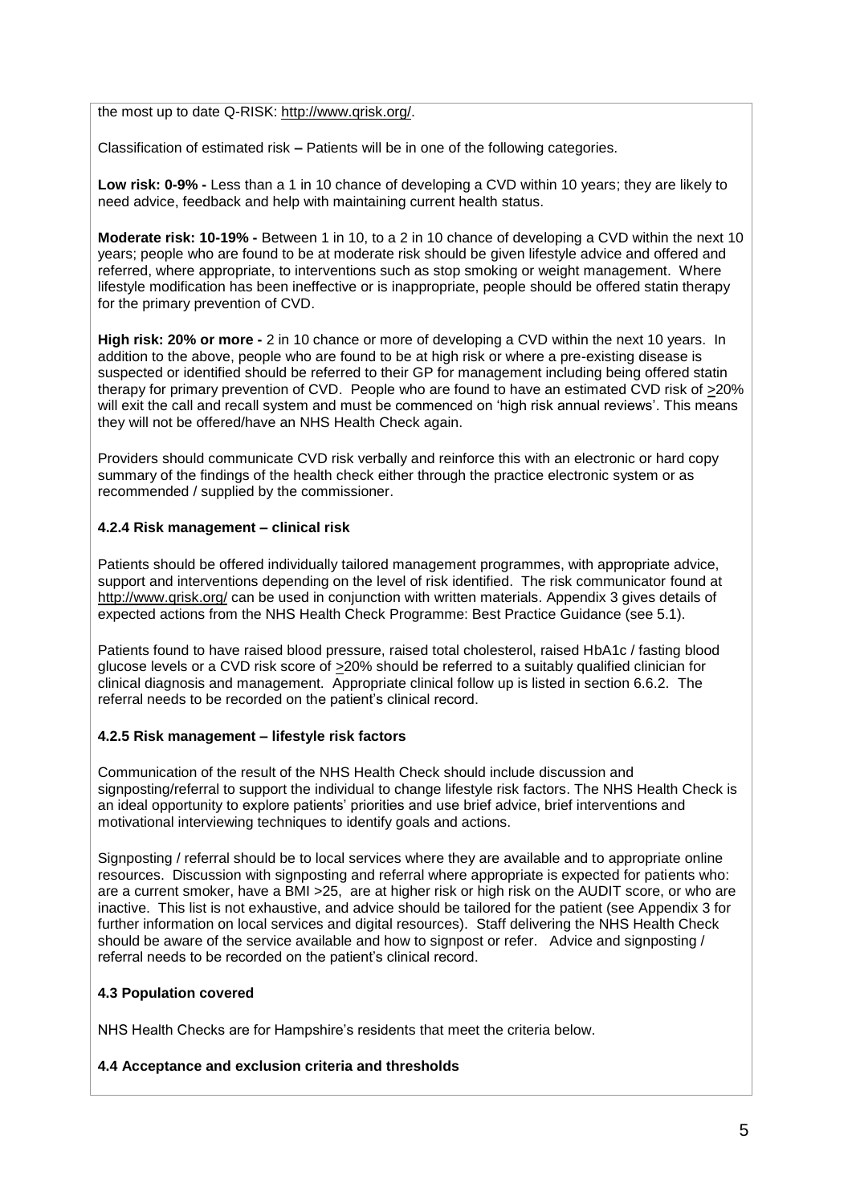the most up to date Q-RISK: http://www.qrisk.org/.

Classification of estimated risk **–** Patients will be in one of the following categories.

**Low risk: 0-9% -** Less than a 1 in 10 chance of developing a CVD within 10 years; they are likely to need advice, feedback and help with maintaining current health status.

**Moderate risk: 10-19% -** Between 1 in 10, to a 2 in 10 chance of developing a CVD within the next 10 years; people who are found to be at moderate risk should be given lifestyle advice and offered and referred, where appropriate, to interventions such as stop smoking or weight management. Where lifestyle modification has been ineffective or is inappropriate, people should be offered statin therapy for the primary prevention of CVD.

**High risk: 20% or more -** 2 in 10 chance or more of developing a CVD within the next 10 years. In addition to the above, people who are found to be at high risk or where a pre-existing disease is suspected or identified should be referred to their GP for management including being offered statin therapy for primary prevention of CVD. People who are found to have an estimated CVD risk of ≥20% will exit the call and recall system and must be commenced on 'high risk annual reviews'. This means they will not be offered/have an NHS Health Check again.

Providers should communicate CVD risk verbally and reinforce this with an electronic or hard copy summary of the findings of the health check either through the practice electronic system or as recommended / supplied by the commissioner.

### 4.2.4 Risk management – clinical risk

Patients should be offered individually tailored management programmes, with appropriate advice, support and interventions depending on the level of risk identified. The risk communicator found at http://www.qrisk.org/ can be used in conjunction with written materials. Appendix 3 gives details of expected actions from the NHS Health Check Programme: Best Practice Guidance (see 5.1).

Patients found to have raised blood pressure, raised total cholesterol, raised HbA1c / fasting blood glucose levels or a CVD risk score of ≥20% should be referred to a suitably qualified clinician for clinical diagnosis and management. Appropriate clinical follow up is listed in section 6.6.2. The referral needs to be recorded on the patient's clinical record.

### 4.2.5 Risk management – lifestyle risk factors

Communication of the result of the NHS Health Check should include discussion and signposting/referral to support the individual to change lifestyle risk factors. The NHS Health Check is an ideal opportunity to explore patients' priorities and use brief advice, brief interventions and motivational interviewing techniques to identify goals and actions.

Signposting / referral should be to local services where they are available and to appropriate online resources. Discussion with signposting and referral where appropriate is expected for patients who: are a current smoker, have a BMI >25, are at higher risk or high risk on the AUDIT score, or who are inactive. This list is not exhaustive, and advice should be tailored for the patient (see Appendix 3 for further information on local services and digital resources). Staff delivering the NHS Health Check should be aware of the service available and how to signpost or refer. Advice and signposting / referral needs to be recorded on the patient's clinical record.

### 4.3 Population covered

NHS Health Checks are for Hampshire's residents that meet the criteria below.

### 4.4 Acceptance and exclusion criteria and thresholds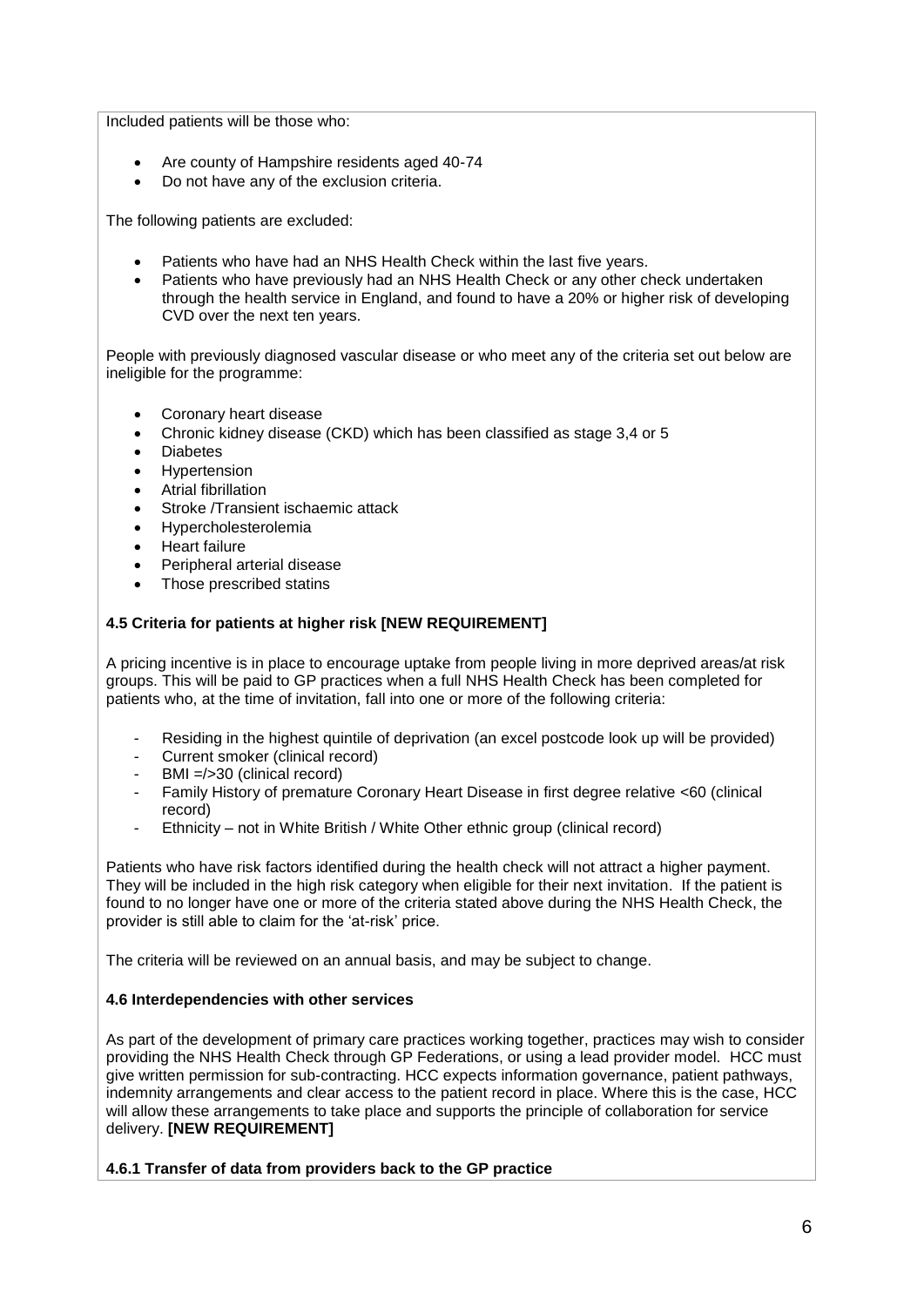Included patients will be those who:

- Are county of Hampshire residents aged 40-74
- Do not have any of the exclusion criteria.

The following patients are excluded:

- Patients who have had an NHS Health Check within the last five years.
- Patients who have previously had an NHS Health Check or any other check undertaken through the health service in England, and found to have a 20% or higher risk of developing CVD over the next ten years.

People with previously diagnosed vascular disease or who meet any of the criteria set out below are ineligible for the programme:

- Coronary heart disease
- Chronic kidney disease (CKD) which has been classified as stage 3,4 or 5
- Diabetes
- Hypertension
- Atrial fibrillation
- Stroke /Transient ischaemic attack
- Hypercholesterolemia
- Heart failure
- Peripheral arterial disease
- Those prescribed statins

**4.5 Criteria for patients at higher risk [NEW REQUIREMENT]**

A pricing incentive is in place to encourage uptake from people living in more deprived areas/at risk groups. This will be paid to GP practices when a full NHS Health Check has been completed for patients who, at the time of invitation, fall into one or more of the following criteria:

- Residing in the highest quintile of deprivation (an excel postcode look up will be provided)
- Current smoker (clinical record)
- BMI =/>30 (clinical record)
- Family History of premature Coronary Heart Disease in first degree relative <60 (clinical record)
- Ethnicity – not in White British / White Other ethnic group (clinical record)

Patients who have risk factors identified during the health check will not attract a higher payment. They will be included in the high risk category when eligible for their next invitation. If the patient is found to no longer have one or more of the criteria stated above during the NHS Health Check, the provider is still able to claim for the 'at-risk' price.

The criteria will be reviewed on an annual basis, and may be subject to change.

**4.6 Interdependencies with other services**

As part of the development of primary care practices working together, practices may wish to consider providing the NHS Health Check through GP Federations, or using a lead provider model. HCC must give written permission for sub-contracting. HCC expects information governance, patient pathways, indemnity arrangements and clear access to the patient record in place. Where this is the case, HCC will allow these arrangements to take place and supports the principle of collaboration for service delivery. **[NEW REQUIREMENT]**

**4.6.1 Transfer of data from providers back to the GP practice**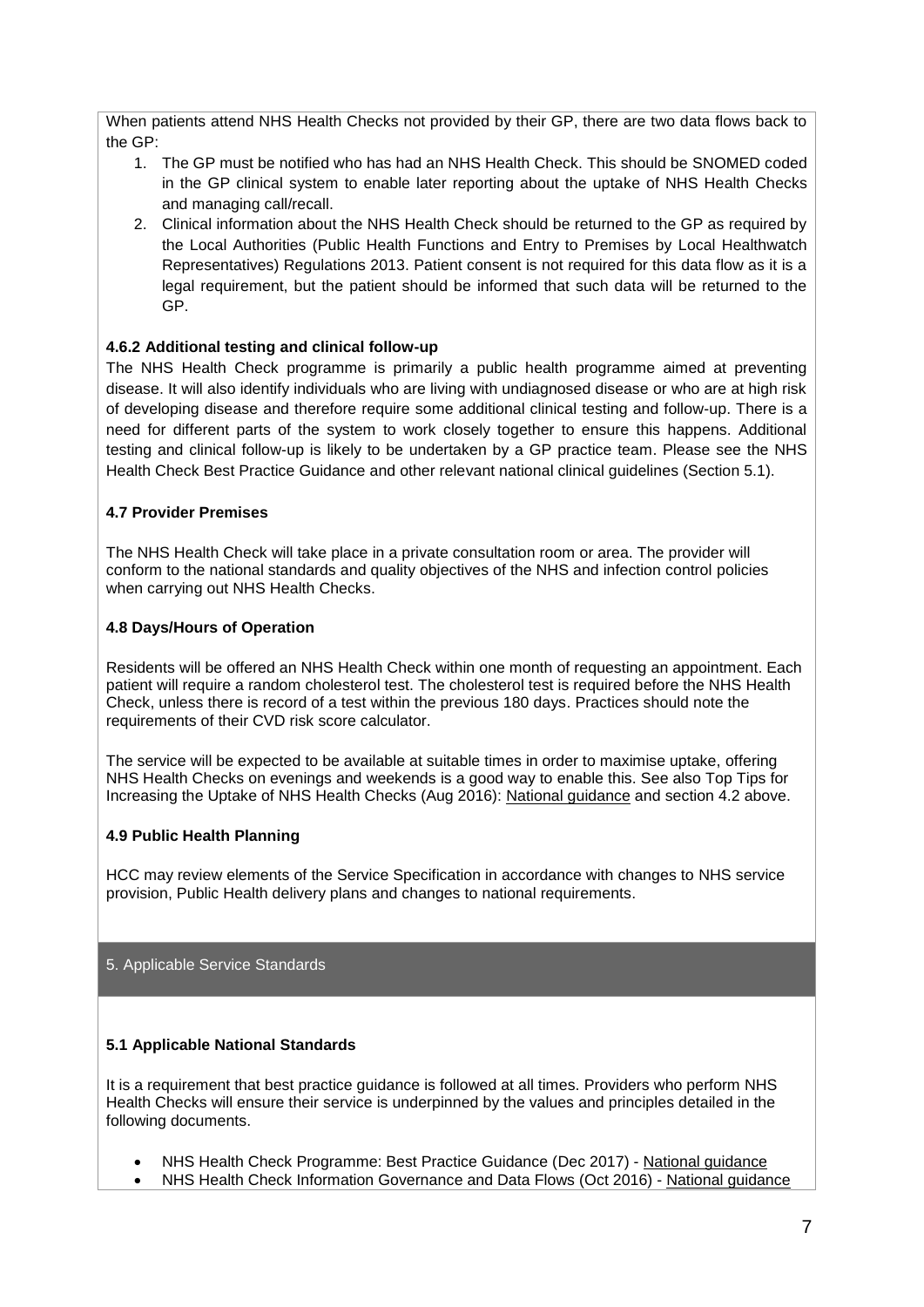When patients attend NHS Health Checks not provided by their GP, there are two data flows back to the GP:

1. The GP must be notified who has had an NHS Health Check. This should be SNOMED coded in the GP clinical system to enable later reporting about the uptake of NHS Health Checks and managing call/recall.
2. Clinical information about the NHS Health Check should be returned to the GP as required by the Local Authorities (Public Health Functions and Entry to Premises by Local Healthwatch Representatives) Regulations 2013. Patient consent is not required for this data flow as it is a legal requirement, but the patient should be informed that such data will be returned to the GP.

**4.6.2 Additional testing and clinical follow-up**

The NHS Health Check programme is primarily a public health programme aimed at preventing disease. It will also identify individuals who are living with undiagnosed disease or who are at high risk of developing disease and therefore require some additional clinical testing and follow-up. There is a need for different parts of the system to work closely together to ensure this happens. Additional testing and clinical follow-up is likely to be undertaken by a GP practice team. Please see the NHS Health Check Best Practice Guidance and other relevant national clinical guidelines (Section 5.1).

**4.7 Provider Premises**

The NHS Health Check will take place in a private consultation room or area. The provider will conform to the national standards and quality objectives of the NHS and infection control policies when carrying out NHS Health Checks.

**4.8 Days/Hours of Operation**

Residents will be offered an NHS Health Check within one month of requesting an appointment. Each patient will require a random cholesterol test. The cholesterol test is required before the NHS Health Check, unless there is record of a test within the previous 180 days. Practices should note the requirements of their CVD risk score calculator.

The service will be expected to be available at suitable times in order to maximise uptake, offering NHS Health Checks on evenings and weekends is a good way to enable this. See also Top Tips for Increasing the Uptake of NHS Health Checks (Aug 2016): National guidance and section 4.2 above.

**4.9 Public Health Planning**

HCC may review elements of the Service Specification in accordance with changes to NHS service provision, Public Health delivery plans and changes to national requirements.

## 5. Applicable Service Standards

**5.1 Applicable National Standards**

It is a requirement that best practice guidance is followed at all times. Providers who perform NHS Health Checks will ensure their service is underpinned by the values and principles detailed in the following documents.

- NHS Health Check Programme: Best Practice Guidance (Dec 2017) - National guidance
- NHS Health Check Information Governance and Data Flows (Oct 2016) - National guidance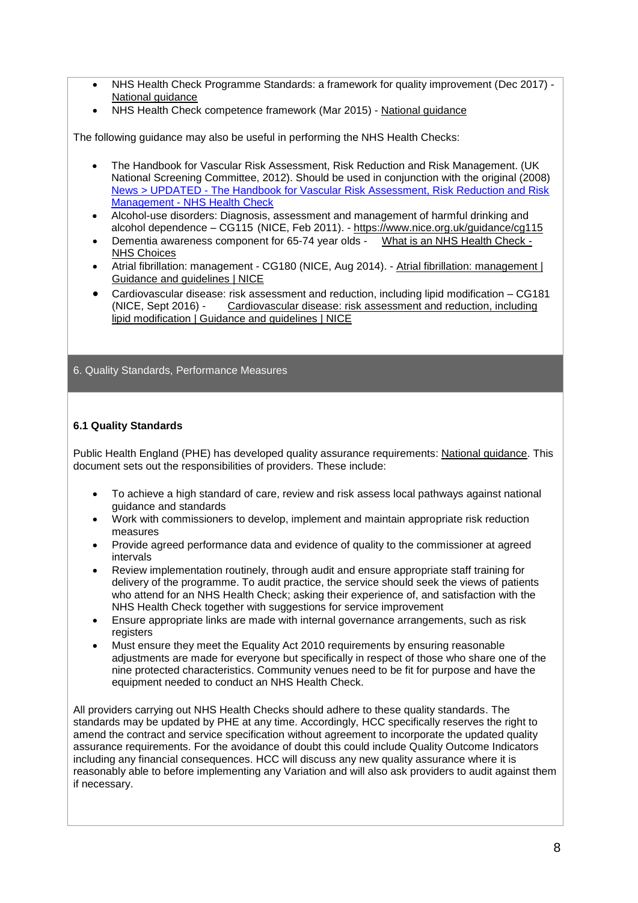- NHS Health Check Programme Standards: a framework for quality improvement (Dec 2017) - National guidance
- NHS Health Check competence framework (Mar 2015) - National guidance

The following guidance may also be useful in performing the NHS Health Checks:

- The Handbook for Vascular Risk Assessment, Risk Reduction and Risk Management. (UK National Screening Committee, 2012). Should be used in conjunction with the original (2008) News > UPDATED - The Handbook for Vascular Risk Assessment, Risk Reduction and Risk Management - NHS Health Check
- Alcohol-use disorders: Diagnosis, assessment and management of harmful drinking and alcohol dependence – CG115 (NICE, Feb 2011). - https://www.nice.org.uk/guidance/cg115
- Dementia awareness component for 65-74 year olds - What is an NHS Health Check - NHS Choices
- Atrial fibrillation: management - CG180 (NICE, Aug 2014). - Atrial fibrillation: management | Guidance and guidelines | NICE
- Cardiovascular disease: risk assessment and reduction, including lipid modification – CG181 (NICE, Sept 2016) - Cardiovascular disease: risk assessment and reduction, including lipid modification | Guidance and guidelines | NICE

## 6. Quality Standards, Performance Measures

### 6.1 Quality Standards

Public Health England (PHE) has developed quality assurance requirements: National guidance. This document sets out the responsibilities of providers. These include:

- To achieve a high standard of care, review and risk assess local pathways against national guidance and standards
- Work with commissioners to develop, implement and maintain appropriate risk reduction measures
- Provide agreed performance data and evidence of quality to the commissioner at agreed intervals
- Review implementation routinely, through audit and ensure appropriate staff training for delivery of the programme. To audit practice, the service should seek the views of patients who attend for an NHS Health Check; asking their experience of, and satisfaction with the NHS Health Check together with suggestions for service improvement
- Ensure appropriate links are made with internal governance arrangements, such as risk registers
- Must ensure they meet the Equality Act 2010 requirements by ensuring reasonable adjustments are made for everyone but specifically in respect of those who share one of the nine protected characteristics. Community venues need to be fit for purpose and have the equipment needed to conduct an NHS Health Check.

All providers carrying out NHS Health Checks should adhere to these quality standards. The standards may be updated by PHE at any time. Accordingly, HCC specifically reserves the right to amend the contract and service specification without agreement to incorporate the updated quality assurance requirements. For the avoidance of doubt this could include Quality Outcome Indicators including any financial consequences. HCC will discuss any new quality assurance where it is reasonably able to before implementing any Variation and will also ask providers to audit against them if necessary.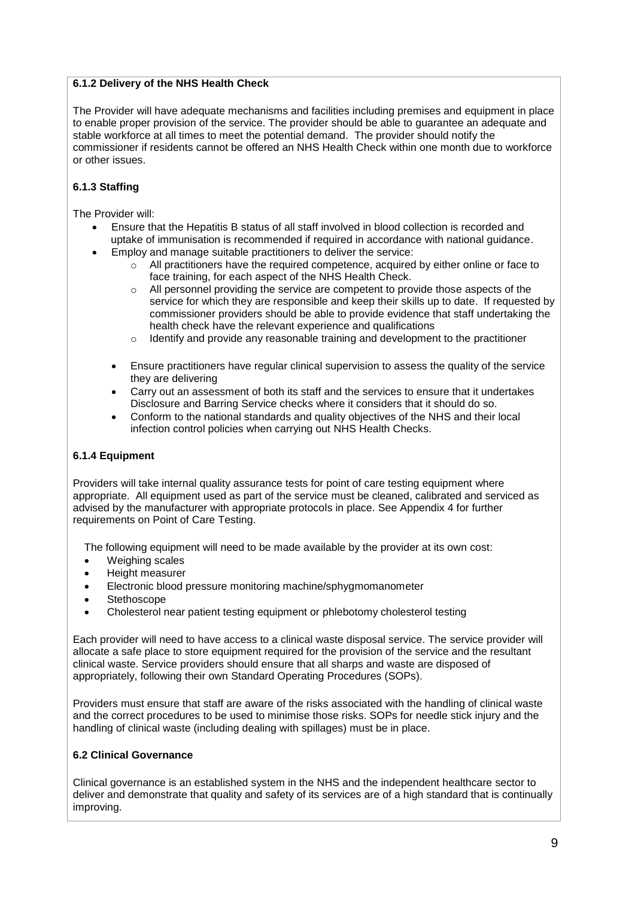**6.1.2 Delivery of the NHS Health Check**

The Provider will have adequate mechanisms and facilities including premises and equipment in place to enable proper provision of the service. The provider should be able to guarantee an adequate and stable workforce at all times to meet the potential demand. The provider should notify the commissioner if residents cannot be offered an NHS Health Check within one month due to workforce or other issues.

**6.1.3 Staffing**

The Provider will:

- Ensure that the Hepatitis B status of all staff involved in blood collection is recorded and uptake of immunisation is recommended if required in accordance with national guidance.
- Employ and manage suitable practitioners to deliver the service:
  - All practitioners have the required competence, acquired by either online or face to face training, for each aspect of the NHS Health Check.
  - All personnel providing the service are competent to provide those aspects of the service for which they are responsible and keep their skills up to date. If requested by commissioner providers should be able to provide evidence that staff undertaking the health check have the relevant experience and qualifications
  - Identify and provide any reasonable training and development to the practitioner
- Ensure practitioners have regular clinical supervision to assess the quality of the service they are delivering
- Carry out an assessment of both its staff and the services to ensure that it undertakes Disclosure and Barring Service checks where it considers that it should do so.
- Conform to the national standards and quality objectives of the NHS and their local infection control policies when carrying out NHS Health Checks.

**6.1.4 Equipment**

Providers will take internal quality assurance tests for point of care testing equipment where appropriate. All equipment used as part of the service must be cleaned, calibrated and serviced as advised by the manufacturer with appropriate protocols in place. See Appendix 4 for further requirements on Point of Care Testing.

The following equipment will need to be made available by the provider at its own cost:

- Weighing scales
- Height measurer
- Electronic blood pressure monitoring machine/sphygmomanometer
- Stethoscope
- Cholesterol near patient testing equipment or phlebotomy cholesterol testing

Each provider will need to have access to a clinical waste disposal service. The service provider will allocate a safe place to store equipment required for the provision of the service and the resultant clinical waste. Service providers should ensure that all sharps and waste are disposed of appropriately, following their own Standard Operating Procedures (SOPs).

Providers must ensure that staff are aware of the risks associated with the handling of clinical waste and the correct procedures to be used to minimise those risks. SOPs for needle stick injury and the handling of clinical waste (including dealing with spillages) must be in place.

**6.2 Clinical Governance**

Clinical governance is an established system in the NHS and the independent healthcare sector to deliver and demonstrate that quality and safety of its services are of a high standard that is continually improving.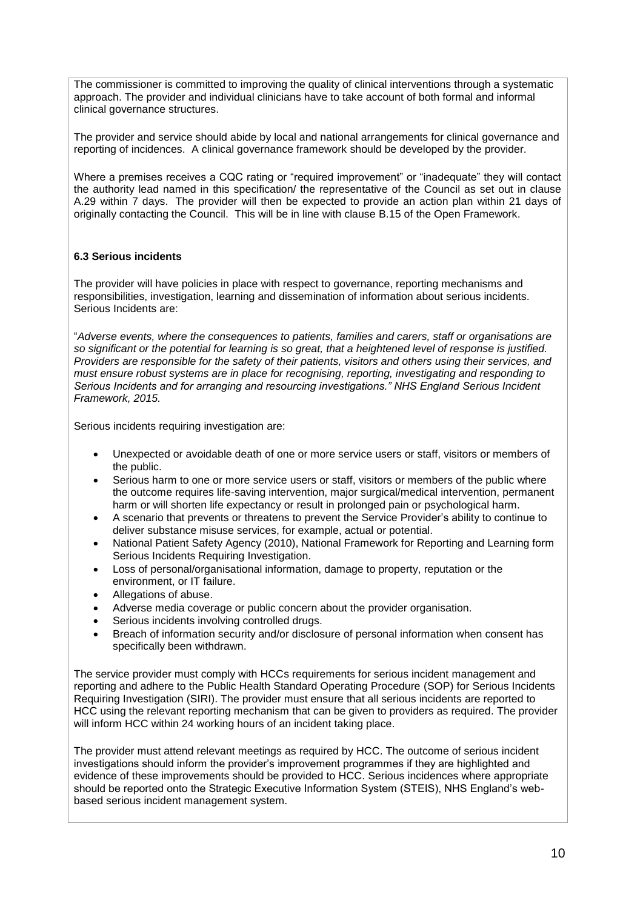The commissioner is committed to improving the quality of clinical interventions through a systematic approach. The provider and individual clinicians have to take account of both formal and informal clinical governance structures.

The provider and service should abide by local and national arrangements for clinical governance and reporting of incidences. A clinical governance framework should be developed by the provider.

Where a premises receives a CQC rating or "required improvement" or "inadequate" they will contact the authority lead named in this specification/ the representative of the Council as set out in clause A.29 within 7 days. The provider will then be expected to provide an action plan within 21 days of originally contacting the Council. This will be in line with clause B.15 of the Open Framework.

### 6.3 Serious incidents

The provider will have policies in place with respect to governance, reporting mechanisms and responsibilities, investigation, learning and dissemination of information about serious incidents. Serious Incidents are:

"*Adverse events, where the consequences to patients, families and carers, staff or organisations are so significant or the potential for learning is so great, that a heightened level of response is justified. Providers are responsible for the safety of their patients, visitors and others using their services, and must ensure robust systems are in place for recognising, reporting, investigating and responding to Serious Incidents and for arranging and resourcing investigations." NHS England Serious Incident Framework, 2015.*

Serious incidents requiring investigation are:

- Unexpected or avoidable death of one or more service users or staff, visitors or members of the public.
- Serious harm to one or more service users or staff, visitors or members of the public where the outcome requires life-saving intervention, major surgical/medical intervention, permanent harm or will shorten life expectancy or result in prolonged pain or psychological harm.
- A scenario that prevents or threatens to prevent the Service Provider's ability to continue to deliver substance misuse services, for example, actual or potential.
- National Patient Safety Agency (2010), National Framework for Reporting and Learning form Serious Incidents Requiring Investigation.
- Loss of personal/organisational information, damage to property, reputation or the environment, or IT failure.
- Allegations of abuse.
- Adverse media coverage or public concern about the provider organisation.
- Serious incidents involving controlled drugs.
- Breach of information security and/or disclosure of personal information when consent has specifically been withdrawn.

The service provider must comply with HCCs requirements for serious incident management and reporting and adhere to the Public Health Standard Operating Procedure (SOP) for Serious Incidents Requiring Investigation (SIRI). The provider must ensure that all serious incidents are reported to HCC using the relevant reporting mechanism that can be given to providers as required. The provider will inform HCC within 24 working hours of an incident taking place.

The provider must attend relevant meetings as required by HCC. The outcome of serious incident investigations should inform the provider's improvement programmes if they are highlighted and evidence of these improvements should be provided to HCC. Serious incidences where appropriate should be reported onto the Strategic Executive Information System (STEIS), NHS England's web-based serious incident management system.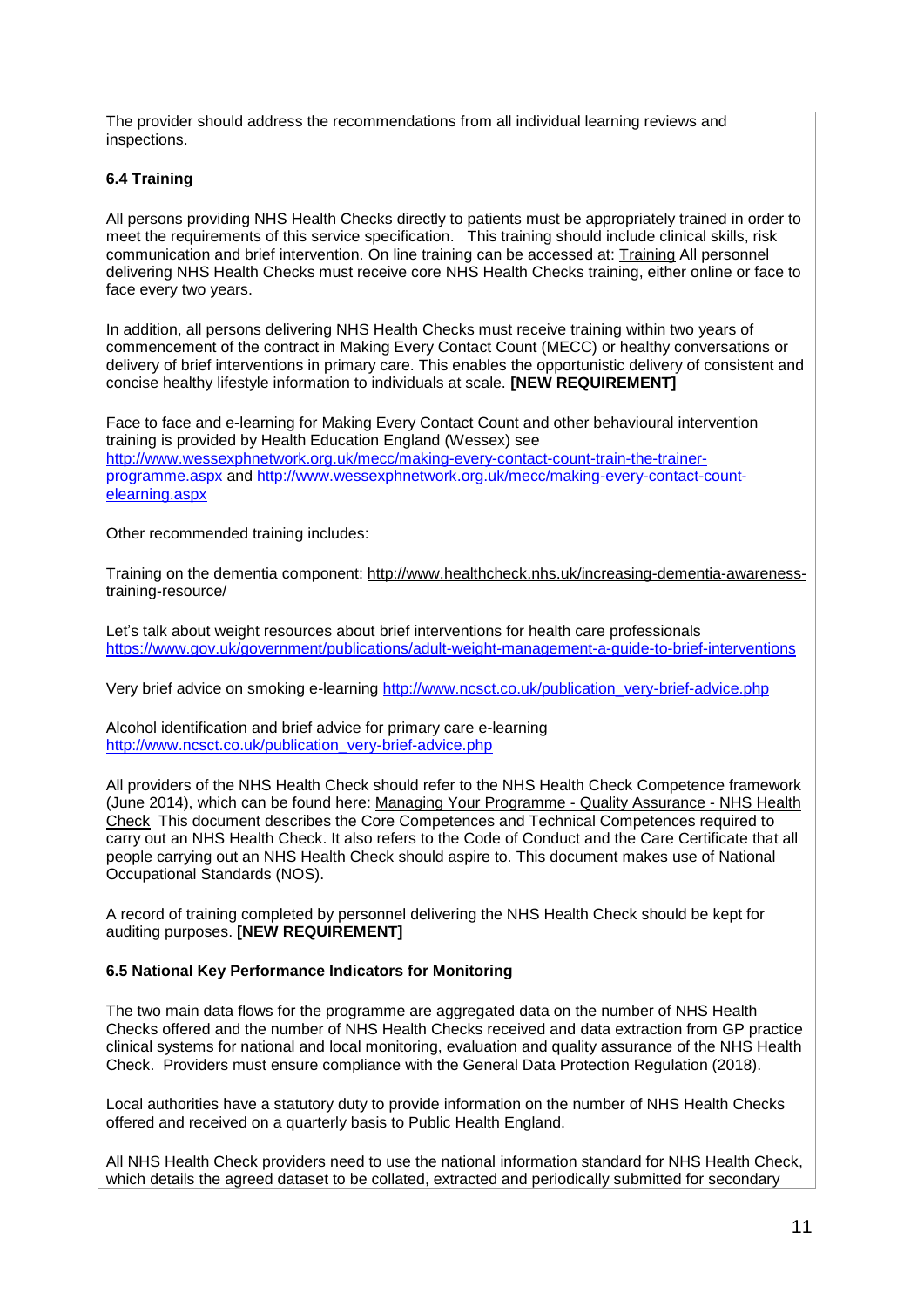The provider should address the recommendations from all individual learning reviews and inspections.

### 6.4 Training

All persons providing NHS Health Checks directly to patients must be appropriately trained in order to meet the requirements of this service specification. This training should include clinical skills, risk communication and brief intervention. On line training can be accessed at: Training All personnel delivering NHS Health Checks must receive core NHS Health Checks training, either online or face to face every two years.

In addition, all persons delivering NHS Health Checks must receive training within two years of commencement of the contract in Making Every Contact Count (MECC) or healthy conversations or delivery of brief interventions in primary care. This enables the opportunistic delivery of consistent and concise healthy lifestyle information to individuals at scale. **[NEW REQUIREMENT]**

Face to face and e-learning for Making Every Contact Count and other behavioural intervention training is provided by Health Education England (Wessex) see http://www.wessexphnetwork.org.uk/mecc/making-every-contact-count-train-the-trainer-programme.aspx and http://www.wessexphnetwork.org.uk/mecc/making-every-contact-count-elearning.aspx

Other recommended training includes:

Training on the dementia component: http://www.healthcheck.nhs.uk/increasing-dementia-awareness-training-resource/

Let's talk about weight resources about brief interventions for health care professionals https://www.gov.uk/government/publications/adult-weight-management-a-guide-to-brief-interventions

Very brief advice on smoking e-learning http://www.ncsct.co.uk/publication_very-brief-advice.php

Alcohol identification and brief advice for primary care e-learning http://www.ncsct.co.uk/publication_very-brief-advice.php

All providers of the NHS Health Check should refer to the NHS Health Check Competence framework (June 2014), which can be found here: Managing Your Programme - Quality Assurance - NHS Health Check This document describes the Core Competences and Technical Competences required to carry out an NHS Health Check. It also refers to the Code of Conduct and the Care Certificate that all people carrying out an NHS Health Check should aspire to. This document makes use of National Occupational Standards (NOS).

A record of training completed by personnel delivering the NHS Health Check should be kept for auditing purposes. **[NEW REQUIREMENT]**

### 6.5 National Key Performance Indicators for Monitoring

The two main data flows for the programme are aggregated data on the number of NHS Health Checks offered and the number of NHS Health Checks received and data extraction from GP practice clinical systems for national and local monitoring, evaluation and quality assurance of the NHS Health Check. Providers must ensure compliance with the General Data Protection Regulation (2018).

Local authorities have a statutory duty to provide information on the number of NHS Health Checks offered and received on a quarterly basis to Public Health England.

All NHS Health Check providers need to use the national information standard for NHS Health Check, which details the agreed dataset to be collated, extracted and periodically submitted for secondary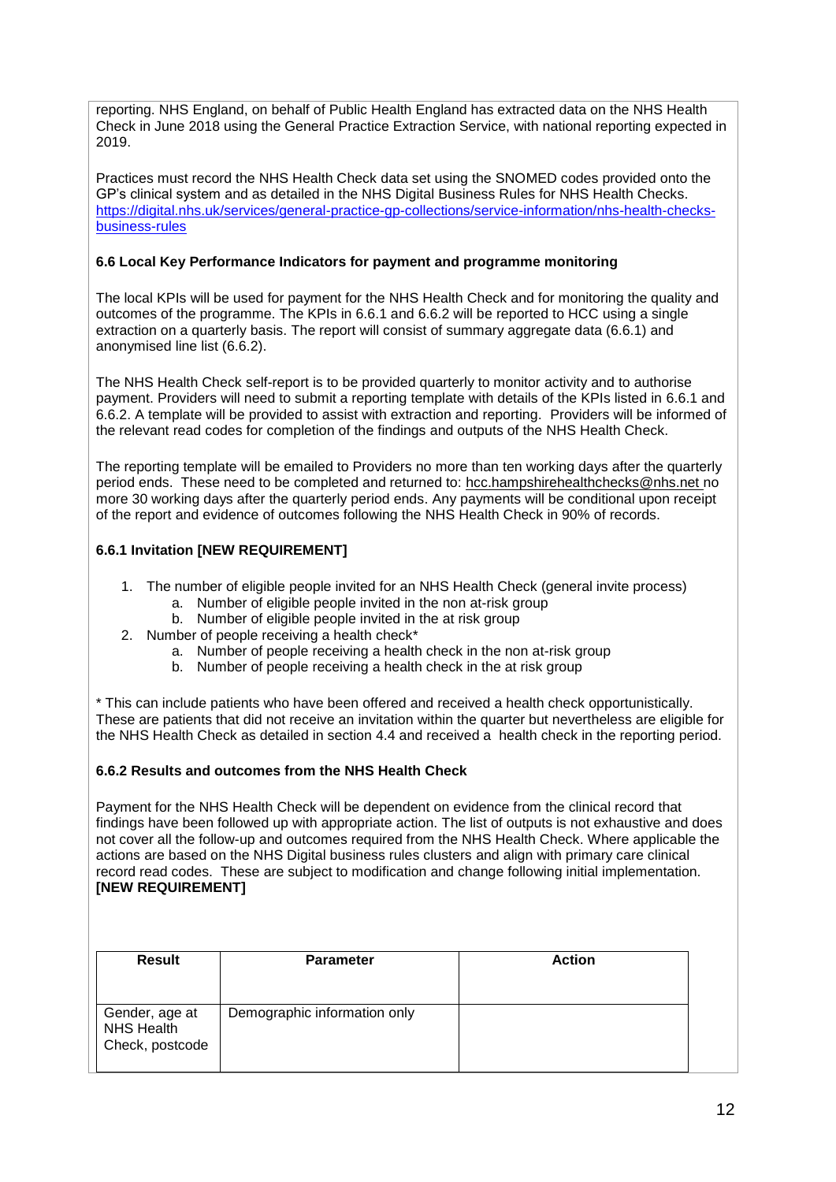reporting. NHS England, on behalf of Public Health England has extracted data on the NHS Health Check in June 2018 using the General Practice Extraction Service, with national reporting expected in 2019.

Practices must record the NHS Health Check data set using the SNOMED codes provided onto the GP's clinical system and as detailed in the NHS Digital Business Rules for NHS Health Checks. [https://digital.nhs.uk/services/general-practice-gp-collections/service-information/nhs-health-checks-business-rules](https://digital.nhs.uk/services/general-practice-gp-collections/service-information/nhs-health-checks-business-rules)

### 6.6 Local Key Performance Indicators for payment and programme monitoring

The local KPIs will be used for payment for the NHS Health Check and for monitoring the quality and outcomes of the programme. The KPIs in 6.6.1 and 6.6.2 will be reported to HCC using a single extraction on a quarterly basis. The report will consist of summary aggregate data (6.6.1) and anonymised line list (6.6.2).

The NHS Health Check self-report is to be provided quarterly to monitor activity and to authorise payment. Providers will need to submit a reporting template with details of the KPIs listed in 6.6.1 and 6.6.2. A template will be provided to assist with extraction and reporting. Providers will be informed of the relevant read codes for completion of the findings and outputs of the NHS Health Check.

The reporting template will be emailed to Providers no more than ten working days after the quarterly period ends. These need to be completed and returned to: hcc.hampshirehealthchecks@nhs.net no more 30 working days after the quarterly period ends. Any payments will be conditional upon receipt of the report and evidence of outcomes following the NHS Health Check in 90% of records.

#### 6.6.1 Invitation [NEW REQUIREMENT]

1. The number of eligible people invited for an NHS Health Check (general invite process)
   a. Number of eligible people invited in the non at-risk group
   b. Number of eligible people invited in the at risk group
2. Number of people receiving a health check*
   a. Number of people receiving a health check in the non at-risk group
   b. Number of people receiving a health check in the at risk group

* This can include patients who have been offered and received a health check opportunistically. These are patients that did not receive an invitation within the quarter but nevertheless are eligible for the NHS Health Check as detailed in section 4.4 and received a health check in the reporting period.

#### 6.6.2 Results and outcomes from the NHS Health Check

Payment for the NHS Health Check will be dependent on evidence from the clinical record that findings have been followed up with appropriate action. The list of outputs is not exhaustive and does not cover all the follow-up and outcomes required from the NHS Health Check. Where applicable the actions are based on the NHS Digital business rules clusters and align with primary care clinical record read codes. These are subject to modification and change following initial implementation. **[NEW REQUIREMENT]**

| Result | Parameter | Action |
|---|---|---|
| Gender, age at NHS Health Check, postcode | Demographic information only | |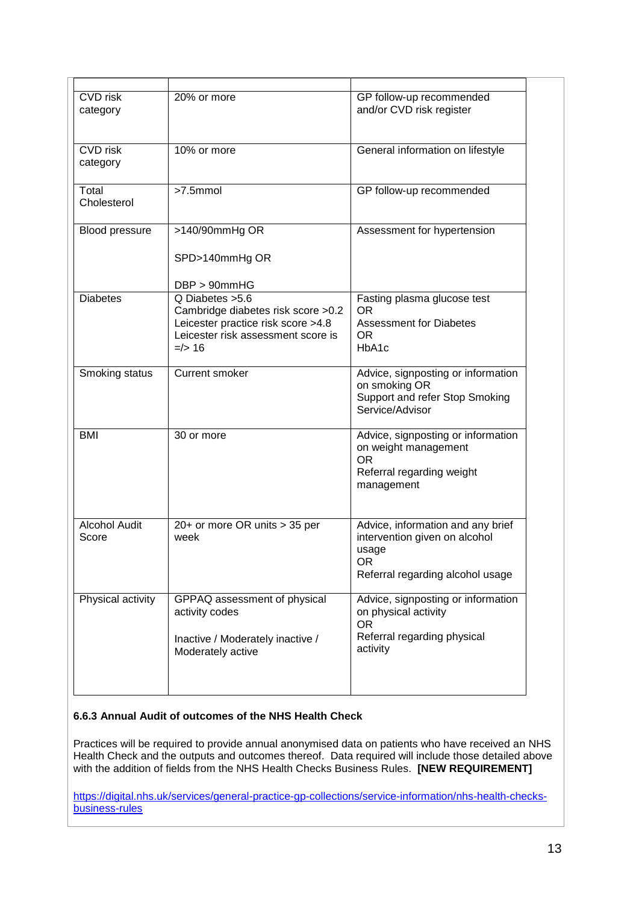| | | |
|---|---|---|
| CVD risk category | 20% or more | GP follow-up recommended and/or CVD risk register |
| CVD risk category | 10% or more | General information on lifestyle |
| Total Cholesterol | >7.5mmol | GP follow-up recommended |
| Blood pressure | >140/90mmHg OR<br><br>SPD>140mmHg OR<br><br>DBP > 90mmHG | Assessment for hypertension |
| Diabetes | Q Diabetes >5.6<br>Cambridge diabetes risk score >0.2<br>Leicester practice risk score >4.8<br>Leicester risk assessment score is =/> 16 | Fasting plasma glucose test<br>OR<br>Assessment for Diabetes<br>OR<br>HbA1c |
| Smoking status | Current smoker | Advice, signposting or information on smoking OR<br>Support and refer Stop Smoking Service/Advisor |
| BMI | 30 or more | Advice, signposting or information on weight management<br>OR<br>Referral regarding weight management |
| Alcohol Audit Score | 20+ or more OR units > 35 per week | Advice, information and any brief intervention given on alcohol usage<br>OR<br>Referral regarding alcohol usage |
| Physical activity | GPPAQ assessment of physical activity codes<br><br>Inactive / Moderately inactive / Moderately active | Advice, signposting or information on physical activity<br>OR<br>Referral regarding physical activity |

### 6.6.3 Annual Audit of outcomes of the NHS Health Check

Practices will be required to provide annual anonymised data on patients who have received an NHS Health Check and the outputs and outcomes thereof. Data required will include those detailed above with the addition of fields from the NHS Health Checks Business Rules. **[NEW REQUIREMENT]**

https://digital.nhs.uk/services/general-practice-gp-collections/service-information/nhs-health-checks-business-rules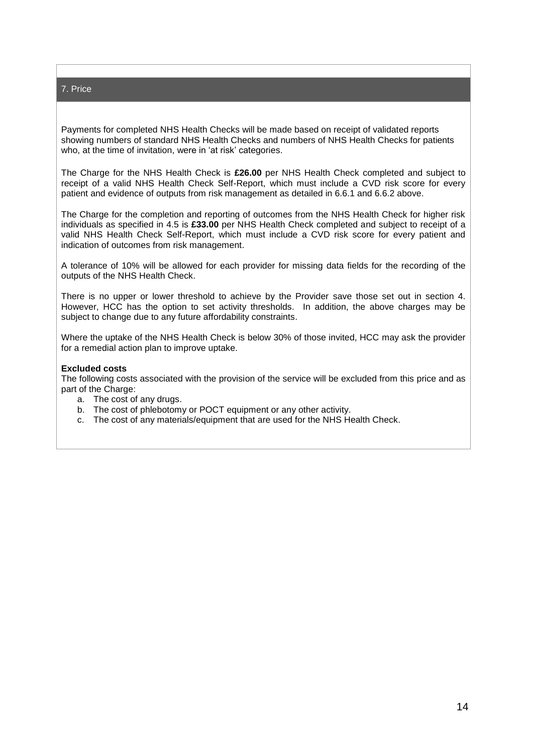## 7. Price

Payments for completed NHS Health Checks will be made based on receipt of validated reports showing numbers of standard NHS Health Checks and numbers of NHS Health Checks for patients who, at the time of invitation, were in 'at risk' categories.

The Charge for the NHS Health Check is **£26.00** per NHS Health Check completed and subject to receipt of a valid NHS Health Check Self-Report, which must include a CVD risk score for every patient and evidence of outputs from risk management as detailed in 6.6.1 and 6.6.2 above.

The Charge for the completion and reporting of outcomes from the NHS Health Check for higher risk individuals as specified in 4.5 is **£33.00** per NHS Health Check completed and subject to receipt of a valid NHS Health Check Self-Report, which must include a CVD risk score for every patient and indication of outcomes from risk management.

A tolerance of 10% will be allowed for each provider for missing data fields for the recording of the outputs of the NHS Health Check.

There is no upper or lower threshold to achieve by the Provider save those set out in section 4. However, HCC has the option to set activity thresholds. In addition, the above charges may be subject to change due to any future affordability constraints.

Where the uptake of the NHS Health Check is below 30% of those invited, HCC may ask the provider for a remedial action plan to improve uptake.

**Excluded costs**

The following costs associated with the provision of the service will be excluded from this price and as part of the Charge:

a. The cost of any drugs.
b. The cost of phlebotomy or POCT equipment or any other activity.
c. The cost of any materials/equipment that are used for the NHS Health Check.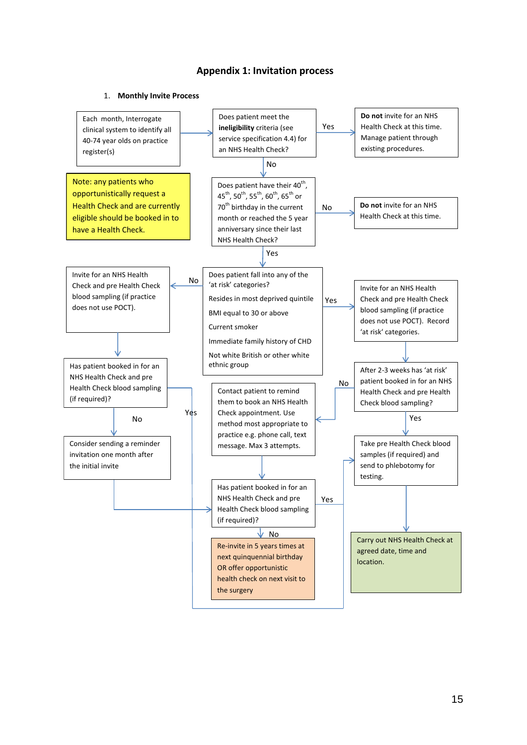# Appendix 1: Invitation process

1. **Monthly Invite Process**

Each month, Interrogate clinical system to identify all 40-74 year olds on practice register(s)

Does patient meet the **ineligibility** criteria (see service specification 4.4) for an NHS Health Check?

Yes → **Do not** invite for an NHS Health Check at this time. Manage patient through existing procedures.

No ↓

Note: any patients who opportunistically request a Health Check and are currently eligible should be booked in to have a Health Check.

Does patient have their 40th, 45th, 50th, 55th, 60th, 65th or 70th birthday in the current month or reached the 5 year anniversary since their last NHS Health Check?

No → **Do not** invite for an NHS Health Check at this time.

Yes ↓

Does patient fall into any of the 'at risk' categories?

Resides in most deprived quintile

BMI equal to 30 or above

Current smoker

Immediate family history of CHD

Not white British or other white ethnic group

No → Invite for an NHS Health Check and pre Health Check blood sampling (if practice does not use POCT).

↓ Has patient booked in for an NHS Health Check and pre Health Check blood sampling (if required)?

- Yes → Take pre Health Check blood samples (if required) and send to phlebotomy for testing.
- No → Consider sending a reminder invitation one month after the initial invite → Has patient booked in for an NHS Health Check and pre Health Check blood sampling (if required)?

Yes → Invite for an NHS Health Check and pre Health Check blood sampling (if practice does not use POCT). Record 'at risk' categories.

↓ After 2-3 weeks has 'at risk' patient booked in for an NHS Health Check and pre Health Check blood sampling?

- Yes → Take pre Health Check blood samples (if required) and send to phlebotomy for testing.
- No → Contact patient to remind them to book an NHS Health Check appointment. Use method most appropriate to practice e.g. phone call, text message. Max 3 attempts.

↓ Has patient booked in for an NHS Health Check and pre Health Check blood sampling (if required)?

- Yes → Take pre Health Check blood samples (if required) and send to phlebotomy for testing.
- No → Re-invite in 5 years times at next quinquennial birthday OR offer opportunistic health check on next visit to the surgery

Take pre Health Check blood samples (if required) and send to phlebotomy for testing.

↓ Carry out NHS Health Check at agreed date, time and location.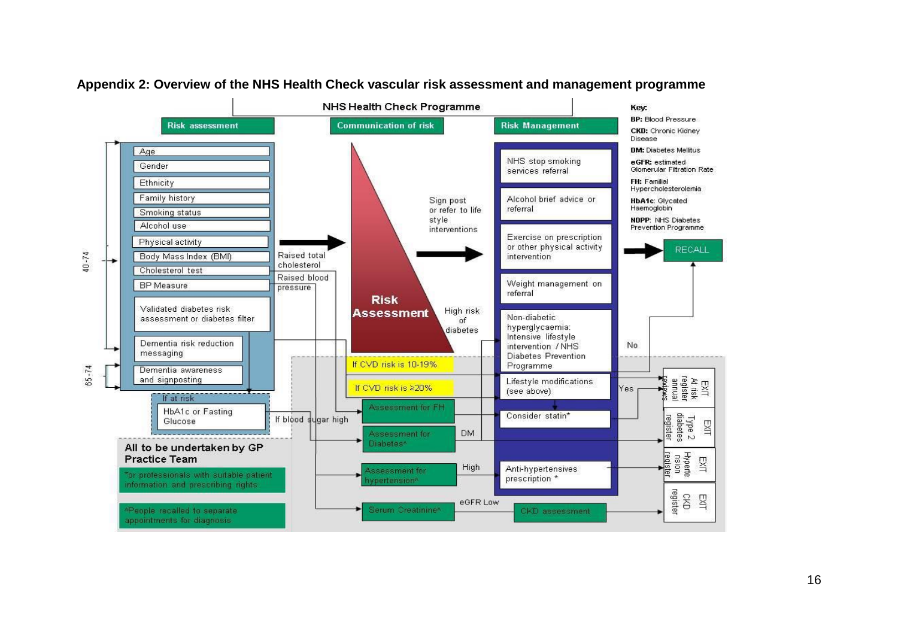## Appendix 2: Overview of the NHS Health Check vascular risk assessment and management programme

**NHS Health Check Programme**

**Risk assessment**

40-74:

- Age
- Gender
- Ethnicity
- Family history
- Smoking status
- Alcohol use
- Physical activity
- Body Mass Index (BMI)
- Cholesterol test
- BP Measure
- Validated diabetes risk assessment or diabetes filter
- Dementia risk reduction messaging

65-74:

- Dementia awareness and signposting

If at risk:

- HbA1c or Fasting Glucose

**All to be undertaken by GP Practice Team**

*or professionals with suitable patient information and prescribing rights

^People recalled to separate appointments for diagnosis

**Communication of risk**

**Risk Assessment**

Sign post or refer to life style interventions

High risk of diabetes

Raised total cholesterol

Raised blood pressure

If blood sugar high

If CVD risk is 10-19%

If CVD risk is ≥20%

Assessment for FH

Assessment for Diabetes^

Assessment for hypertension^

Serum Creatinine^

DM

High

eGFR Low

**Risk Management**

- NHS stop smoking services referral
- Alcohol brief advice or referral
- Exercise on prescription or other physical activity intervention
- Weight management on referral
- Non-diabetic hyperglycaemia: Intensive lifestyle intervention / NHS Diabetes Prevention Programme
- Lifestyle modifications (see above)
- Consider statin*
- Anti-hypertensives prescription *
- CKD assessment

No → RECALL

Yes →

- EXIT At risk register annual reviews
- EXIT Type 2 diabetes register
- EXIT Hypertension register
- EXIT CKD register

**Key:**

**BP:** Blood Pressure

**CKD:** Chronic Kidney Disease

**DM:** Diabetes Mellitus

**eGFR:** estimated Glomerular Filtration Rate

**FH:** Familial Hypercholesterolemia

**HbA1c:** Glycated Haemoglobin

**NDPP:** NHS Diabetes Prevention Programme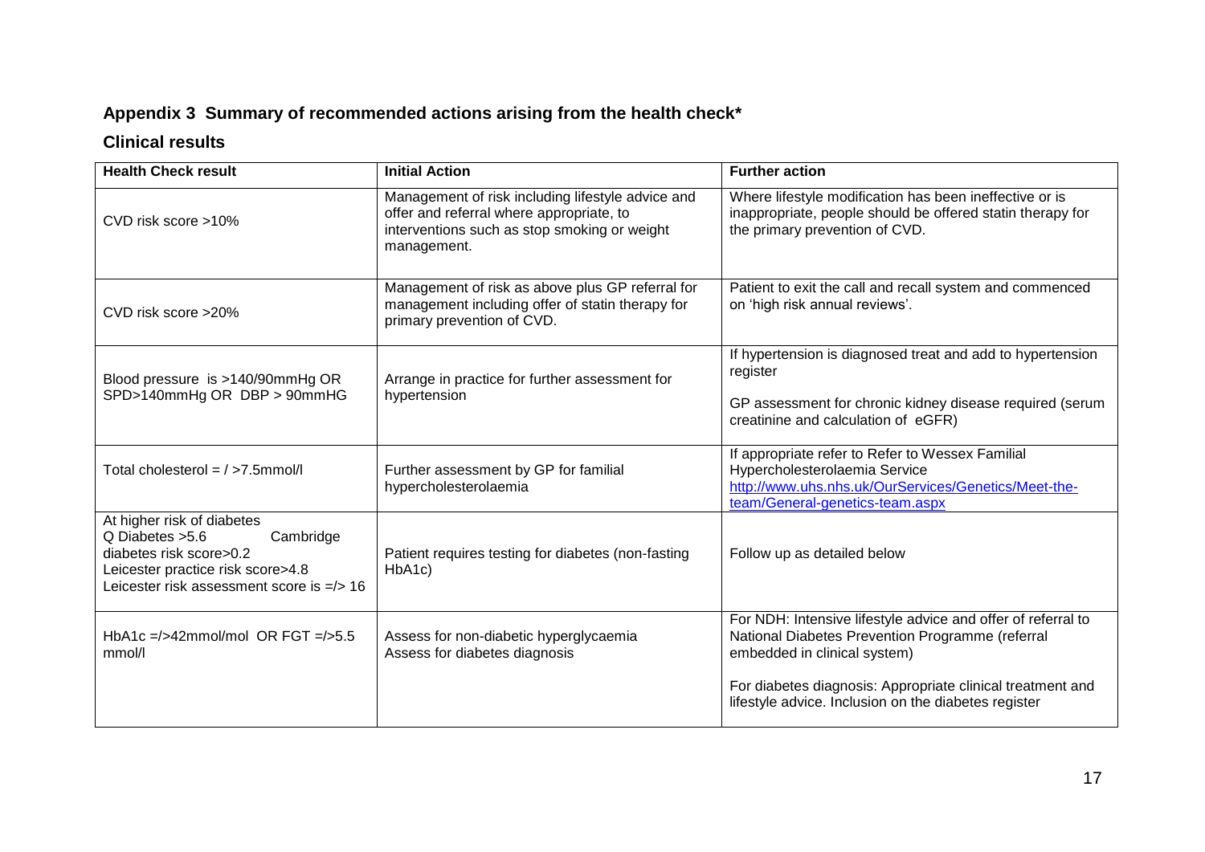## Appendix 3 Summary of recommended actions arising from the health check*

### Clinical results

| Health Check result | Initial Action | Further action |
| --- | --- | --- |
| CVD risk score >10% | Management of risk including lifestyle advice and offer and referral where appropriate, to interventions such as stop smoking or weight management. | Where lifestyle modification has been ineffective or is inappropriate, people should be offered statin therapy for the primary prevention of CVD. |
| CVD risk score >20% | Management of risk as above plus GP referral for management including offer of statin therapy for primary prevention of CVD. | Patient to exit the call and recall system and commenced on 'high risk annual reviews'. |
| Blood pressure is >140/90mmHg OR SPD>140mmHg OR DBP > 90mmHG | Arrange in practice for further assessment for hypertension | If hypertension is diagnosed treat and add to hypertension register<br><br>GP assessment for chronic kidney disease required (serum creatinine and calculation of eGFR) |
| Total cholesterol = / >7.5mmol/l | Further assessment by GP for familial hypercholesterolaemia | If appropriate refer to Refer to Wessex Familial Hypercholesterolaemia Service<br>[http://www.uhs.nhs.uk/OurServices/Genetics/Meet-the-team/General-genetics-team.aspx](http://www.uhs.nhs.uk/OurServices/Genetics/Meet-the-team/General-genetics-team.aspx) |
| At higher risk of diabetes<br>Q Diabetes >5.6 Cambridge diabetes risk score>0.2<br>Leicester practice risk score>4.8<br>Leicester risk assessment score is =/> 16 | Patient requires testing for diabetes (non-fasting HbA1c) | Follow up as detailed below |
| HbA1c =/>42mmol/mol OR FGT =/>5.5 mmol/l | Assess for non-diabetic hyperglycaemia<br>Assess for diabetes diagnosis | For NDH: Intensive lifestyle advice and offer of referral to National Diabetes Prevention Programme (referral embedded in clinical system)<br><br>For diabetes diagnosis: Appropriate clinical treatment and lifestyle advice. Inclusion on the diabetes register |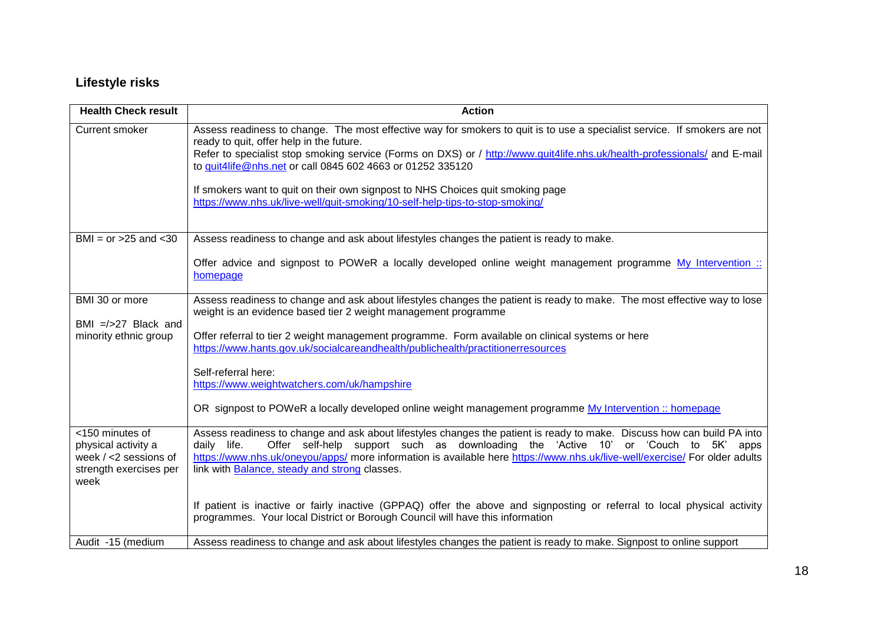## Lifestyle risks

| Health Check result | Action |
| --- | --- |
| Current smoker | Assess readiness to change. The most effective way for smokers to quit is to use a specialist service. If smokers are not ready to quit, offer help in the future.<br>Refer to specialist stop smoking service (Forms on DXS) or / [http://www.quit4life.nhs.uk/health-professionals/](http://www.quit4life.nhs.uk/health-professionals/) and E-mail to [quit4life@nhs.net](mailto:quit4life@nhs.net) or call 0845 602 4663 or 01252 335120<br><br>If smokers want to quit on their own signpost to NHS Choices quit smoking page [https://www.nhs.uk/live-well/quit-smoking/10-self-help-tips-to-stop-smoking/](https://www.nhs.uk/live-well/quit-smoking/10-self-help-tips-to-stop-smoking/) |
| BMI = or >25 and <30 | Assess readiness to change and ask about lifestyles changes the patient is ready to make.<br><br>Offer advice and signpost to POWeR a locally developed online weight management programme [My Intervention :: homepage]() |
| BMI 30 or more<br><br>BMI =/>27 Black and minority ethnic group | Assess readiness to change and ask about lifestyles changes the patient is ready to make. The most effective way to lose weight is an evidence based tier 2 weight management programme<br><br>Offer referral to tier 2 weight management programme. Form available on clinical systems or here [https://www.hants.gov.uk/socialcareandhealth/publichealth/practitionerresources](https://www.hants.gov.uk/socialcareandhealth/publichealth/practitionerresources)<br><br>Self-referral here:<br>[https://www.weightwatchers.com/uk/hampshire](https://www.weightwatchers.com/uk/hampshire)<br><br>OR signpost to POWeR a locally developed online weight management programme [My Intervention :: homepage]() |
| <150 minutes of physical activity a week / <2 sessions of strength exercises per week | Assess readiness to change and ask about lifestyles changes the patient is ready to make. Discuss how can build PA into daily life. Offer self-help support such as downloading the 'Active 10' or 'Couch to 5K' apps [https://www.nhs.uk/oneyou/apps/](https://www.nhs.uk/oneyou/apps/) more information is available here [https://www.nhs.uk/live-well/exercise/](https://www.nhs.uk/live-well/exercise/) For older adults link with [Balance, steady and strong]() classes.<br><br>If patient is inactive or fairly inactive (GPPAQ) offer the above and signposting or referral to local physical activity programmes. Your local District or Borough Council will have this information |
| Audit -15 (medium | Assess readiness to change and ask about lifestyles changes the patient is ready to make. Signpost to online support |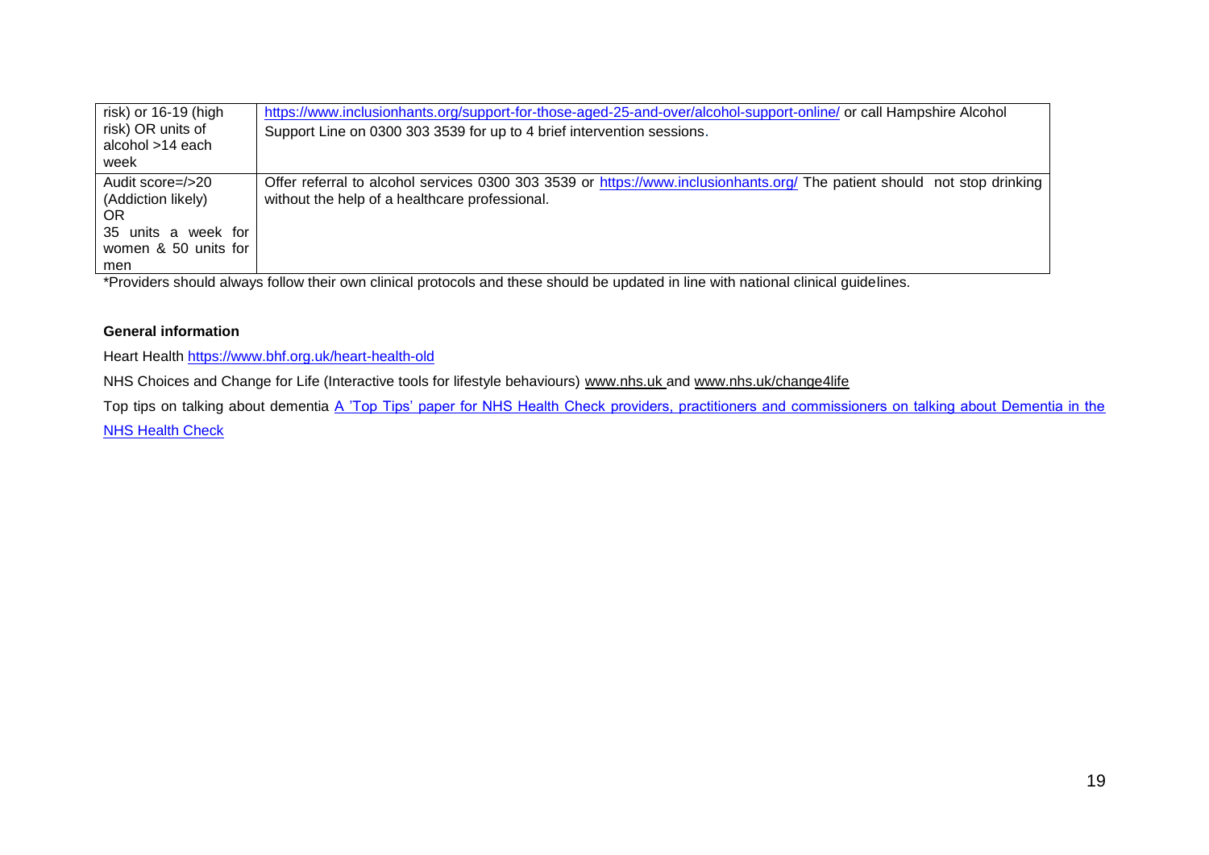| | |
|---|---|
| risk) or 16-19 (high risk) OR units of alcohol >14 each week | https://www.inclusionhants.org/support-for-those-aged-25-and-over/alcohol-support-online/ or call Hampshire Alcohol Support Line on 0300 303 3539 for up to 4 brief intervention sessions. |
| Audit score=/>20 (Addiction likely) OR 35 units a week for women & 50 units for men | Offer referral to alcohol services 0300 303 3539 or https://www.inclusionhants.org/ The patient should not stop drinking without the help of a healthcare professional. |

*Providers should always follow their own clinical protocols and these should be updated in line with national clinical guidelines.

**General information**

Heart Health https://www.bhf.org.uk/heart-health-old

NHS Choices and Change for Life (Interactive tools for lifestyle behaviours) www.nhs.uk and www.nhs.uk/change4life

Top tips on talking about dementia A 'Top Tips' paper for NHS Health Check providers, practitioners and commissioners on talking about Dementia in the NHS Health Check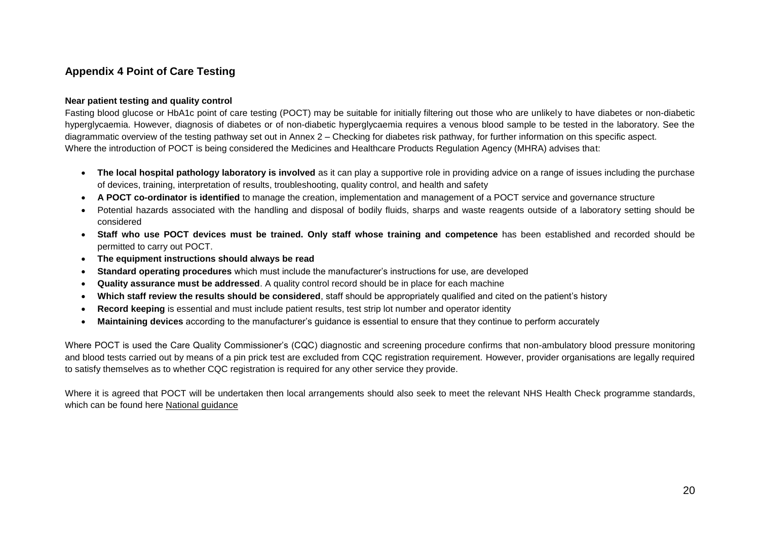## Appendix 4 Point of Care Testing

**Near patient testing and quality control**

Fasting blood glucose or HbA1c point of care testing (POCT) may be suitable for initially filtering out those who are unlikely to have diabetes or non-diabetic hyperglycaemia. However, diagnosis of diabetes or of non-diabetic hyperglycaemia requires a venous blood sample to be tested in the laboratory. See the diagrammatic overview of the testing pathway set out in Annex 2 – Checking for diabetes risk pathway, for further information on this specific aspect.
Where the introduction of POCT is being considered the Medicines and Healthcare Products Regulation Agency (MHRA) advises that:

- **The local hospital pathology laboratory is involved** as it can play a supportive role in providing advice on a range of issues including the purchase of devices, training, interpretation of results, troubleshooting, quality control, and health and safety
- **A POCT co-ordinator is identified** to manage the creation, implementation and management of a POCT service and governance structure
- Potential hazards associated with the handling and disposal of bodily fluids, sharps and waste reagents outside of a laboratory setting should be considered
- **Staff who use POCT devices must be trained. Only staff whose training and competence** has been established and recorded should be permitted to carry out POCT.
- **The equipment instructions should always be read**
- **Standard operating procedures** which must include the manufacturer's instructions for use, are developed
- **Quality assurance must be addressed**. A quality control record should be in place for each machine
- **Which staff review the results should be considered**, staff should be appropriately qualified and cited on the patient's history
- **Record keeping** is essential and must include patient results, test strip lot number and operator identity
- **Maintaining devices** according to the manufacturer's guidance is essential to ensure that they continue to perform accurately

Where POCT is used the Care Quality Commissioner's (CQC) diagnostic and screening procedure confirms that non-ambulatory blood pressure monitoring and blood tests carried out by means of a pin prick test are excluded from CQC registration requirement. However, provider organisations are legally required to satisfy themselves as to whether CQC registration is required for any other service they provide.

Where it is agreed that POCT will be undertaken then local arrangements should also seek to meet the relevant NHS Health Check programme standards, which can be found here National guidance